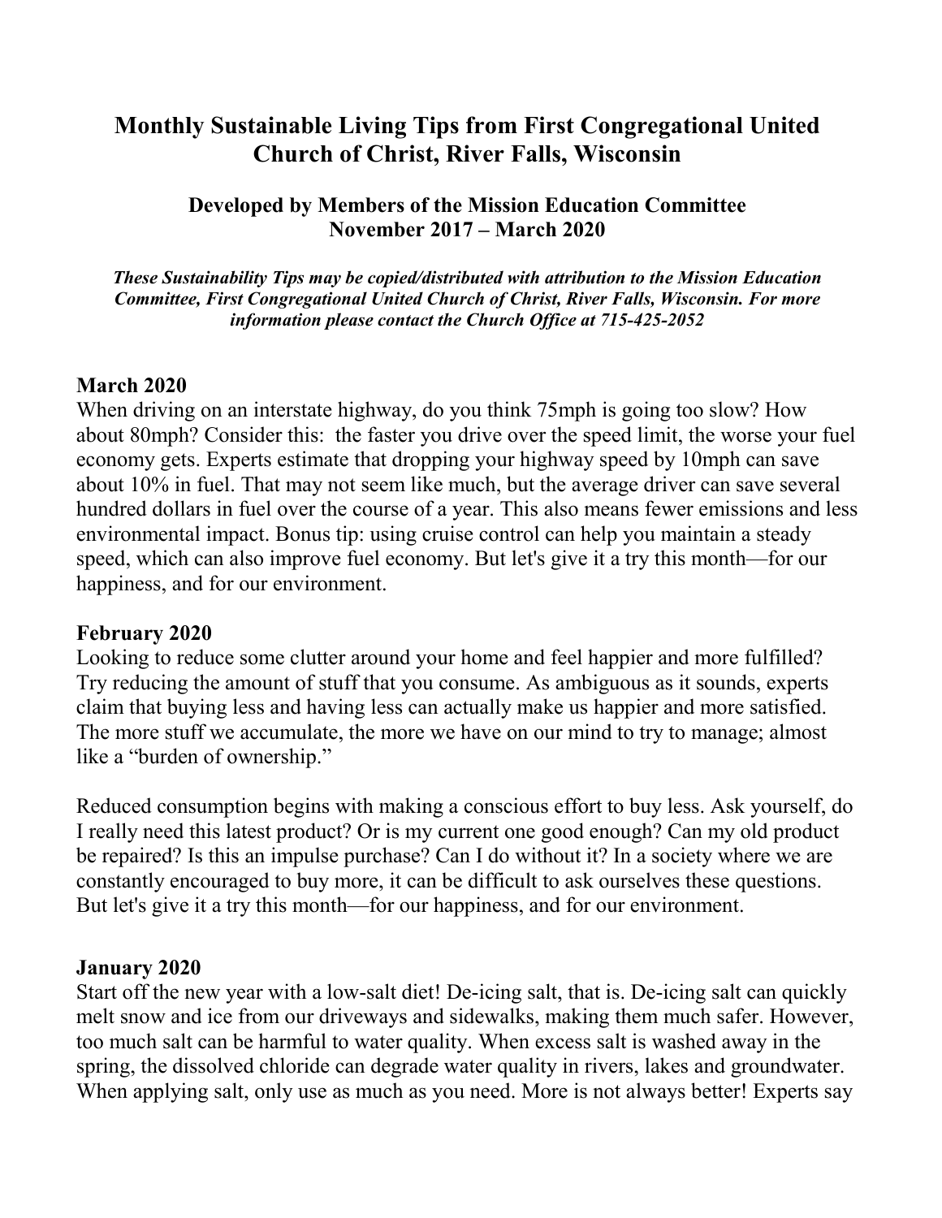# Monthly Sustainable Living Tips from First Congregational United Church of Christ, River Falls, Wisconsin

## Developed by Members of the Mission Education Committee November 2017 – March 2020

***These Sustainability Tips may be copied/distributed with attribution to the Mission Education Committee, First Congregational United Church of Christ, River Falls, Wisconsin. For more information please contact the Church Office at 715-425-2052***

**March 2020**

When driving on an interstate highway, do you think 75mph is going too slow? How about 80mph? Consider this: the faster you drive over the speed limit, the worse your fuel economy gets. Experts estimate that dropping your highway speed by 10mph can save about 10% in fuel. That may not seem like much, but the average driver can save several hundred dollars in fuel over the course of a year. This also means fewer emissions and less environmental impact. Bonus tip: using cruise control can help you maintain a steady speed, which can also improve fuel economy. But let's give it a try this month—for our happiness, and for our environment.

**February 2020**

Looking to reduce some clutter around your home and feel happier and more fulfilled? Try reducing the amount of stuff that you consume. As ambiguous as it sounds, experts claim that buying less and having less can actually make us happier and more satisfied. The more stuff we accumulate, the more we have on our mind to try to manage; almost like a "burden of ownership."

Reduced consumption begins with making a conscious effort to buy less. Ask yourself, do I really need this latest product? Or is my current one good enough? Can my old product be repaired? Is this an impulse purchase? Can I do without it? In a society where we are constantly encouraged to buy more, it can be difficult to ask ourselves these questions. But let's give it a try this month—for our happiness, and for our environment.

**January 2020**

Start off the new year with a low-salt diet! De-icing salt, that is. De-icing salt can quickly melt snow and ice from our driveways and sidewalks, making them much safer. However, too much salt can be harmful to water quality. When excess salt is washed away in the spring, the dissolved chloride can degrade water quality in rivers, lakes and groundwater. When applying salt, only use as much as you need. More is not always better! Experts say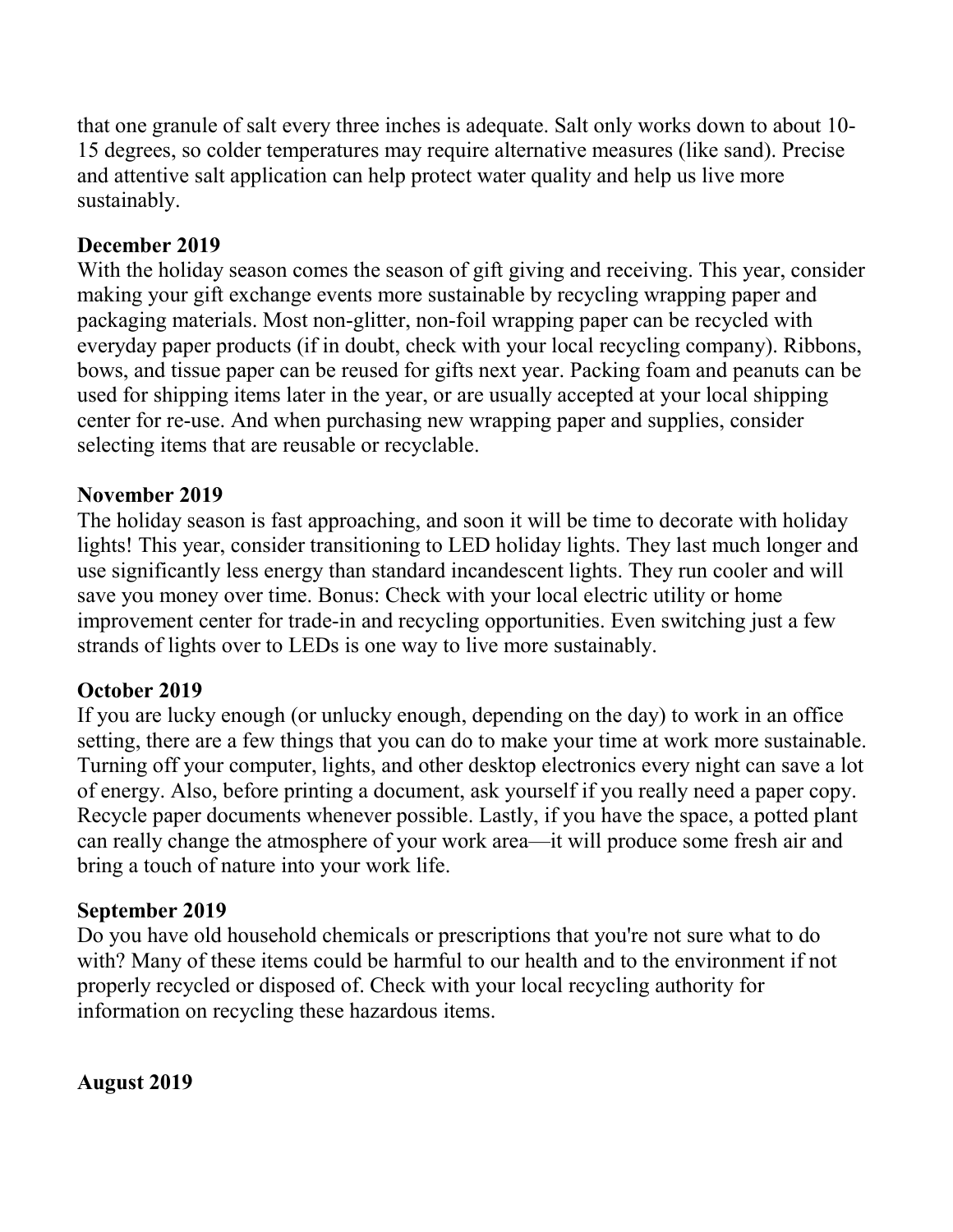that one granule of salt every three inches is adequate. Salt only works down to about 10-15 degrees, so colder temperatures may require alternative measures (like sand). Precise and attentive salt application can help protect water quality and help us live more sustainably.

**December 2019**

With the holiday season comes the season of gift giving and receiving. This year, consider making your gift exchange events more sustainable by recycling wrapping paper and packaging materials. Most non-glitter, non-foil wrapping paper can be recycled with everyday paper products (if in doubt, check with your local recycling company). Ribbons, bows, and tissue paper can be reused for gifts next year. Packing foam and peanuts can be used for shipping items later in the year, or are usually accepted at your local shipping center for re-use. And when purchasing new wrapping paper and supplies, consider selecting items that are reusable or recyclable.

**November 2019**

The holiday season is fast approaching, and soon it will be time to decorate with holiday lights! This year, consider transitioning to LED holiday lights. They last much longer and use significantly less energy than standard incandescent lights. They run cooler and will save you money over time. Bonus: Check with your local electric utility or home improvement center for trade-in and recycling opportunities. Even switching just a few strands of lights over to LEDs is one way to live more sustainably.

**October 2019**

If you are lucky enough (or unlucky enough, depending on the day) to work in an office setting, there are a few things that you can do to make your time at work more sustainable. Turning off your computer, lights, and other desktop electronics every night can save a lot of energy. Also, before printing a document, ask yourself if you really need a paper copy. Recycle paper documents whenever possible. Lastly, if you have the space, a potted plant can really change the atmosphere of your work area—it will produce some fresh air and bring a touch of nature into your work life.

**September 2019**

Do you have old household chemicals or prescriptions that you're not sure what to do with? Many of these items could be harmful to our health and to the environment if not properly recycled or disposed of. Check with your local recycling authority for information on recycling these hazardous items.

**August 2019**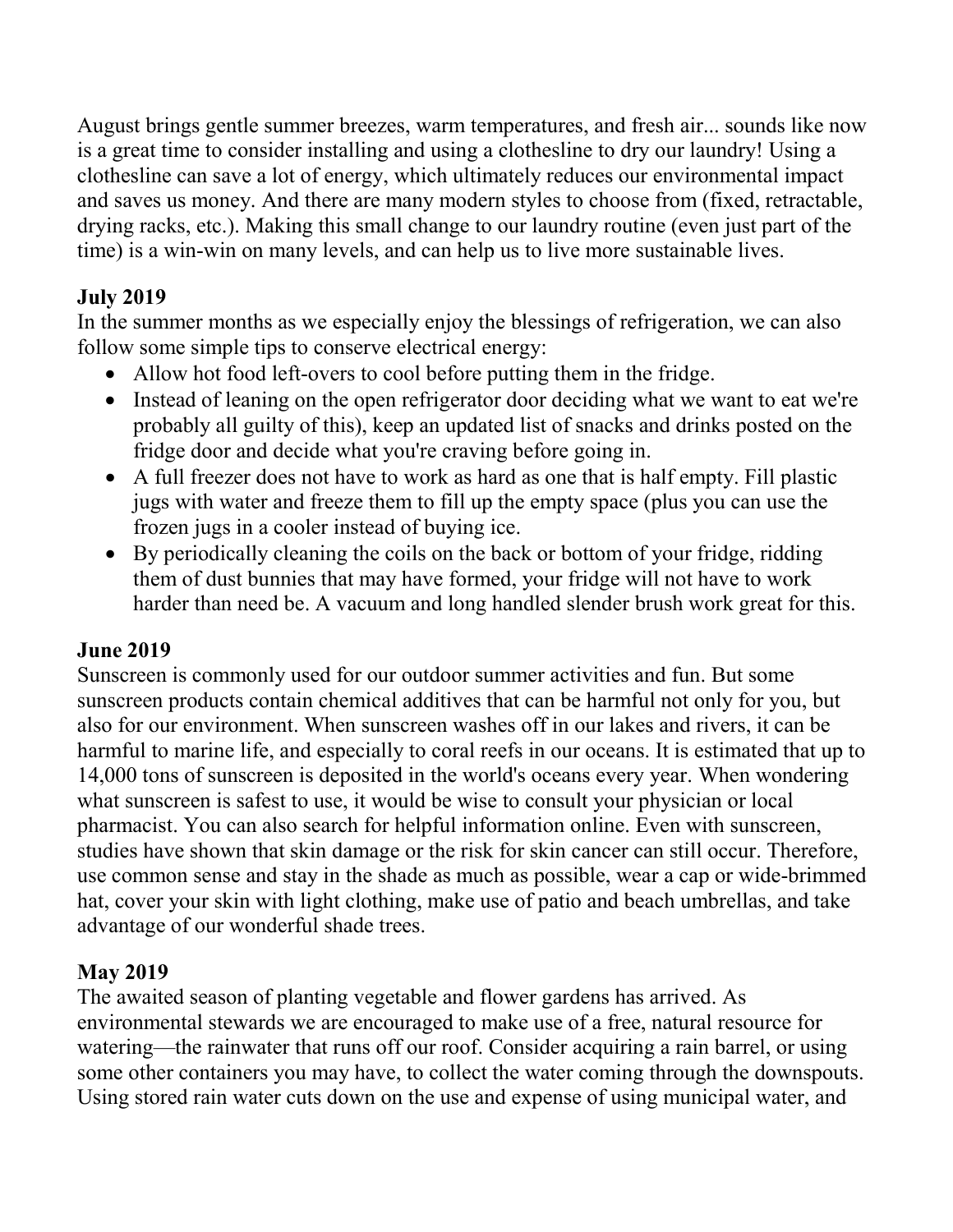August brings gentle summer breezes, warm temperatures, and fresh air... sounds like now is a great time to consider installing and using a clothesline to dry our laundry! Using a clothesline can save a lot of energy, which ultimately reduces our environmental impact and saves us money. And there are many modern styles to choose from (fixed, retractable, drying racks, etc.). Making this small change to our laundry routine (even just part of the time) is a win-win on many levels, and can help us to live more sustainable lives.

**July 2019**

In the summer months as we especially enjoy the blessings of refrigeration, we can also follow some simple tips to conserve electrical energy:

- Allow hot food left-overs to cool before putting them in the fridge.
- Instead of leaning on the open refrigerator door deciding what we want to eat we're probably all guilty of this), keep an updated list of snacks and drinks posted on the fridge door and decide what you're craving before going in.
- A full freezer does not have to work as hard as one that is half empty. Fill plastic jugs with water and freeze them to fill up the empty space (plus you can use the frozen jugs in a cooler instead of buying ice.
- By periodically cleaning the coils on the back or bottom of your fridge, ridding them of dust bunnies that may have formed, your fridge will not have to work harder than need be. A vacuum and long handled slender brush work great for this.

**June 2019**

Sunscreen is commonly used for our outdoor summer activities and fun. But some sunscreen products contain chemical additives that can be harmful not only for you, but also for our environment. When sunscreen washes off in our lakes and rivers, it can be harmful to marine life, and especially to coral reefs in our oceans. It is estimated that up to 14,000 tons of sunscreen is deposited in the world's oceans every year. When wondering what sunscreen is safest to use, it would be wise to consult your physician or local pharmacist. You can also search for helpful information online. Even with sunscreen, studies have shown that skin damage or the risk for skin cancer can still occur. Therefore, use common sense and stay in the shade as much as possible, wear a cap or wide-brimmed hat, cover your skin with light clothing, make use of patio and beach umbrellas, and take advantage of our wonderful shade trees.

**May 2019**

The awaited season of planting vegetable and flower gardens has arrived. As environmental stewards we are encouraged to make use of a free, natural resource for watering—the rainwater that runs off our roof. Consider acquiring a rain barrel, or using some other containers you may have, to collect the water coming through the downspouts. Using stored rain water cuts down on the use and expense of using municipal water, and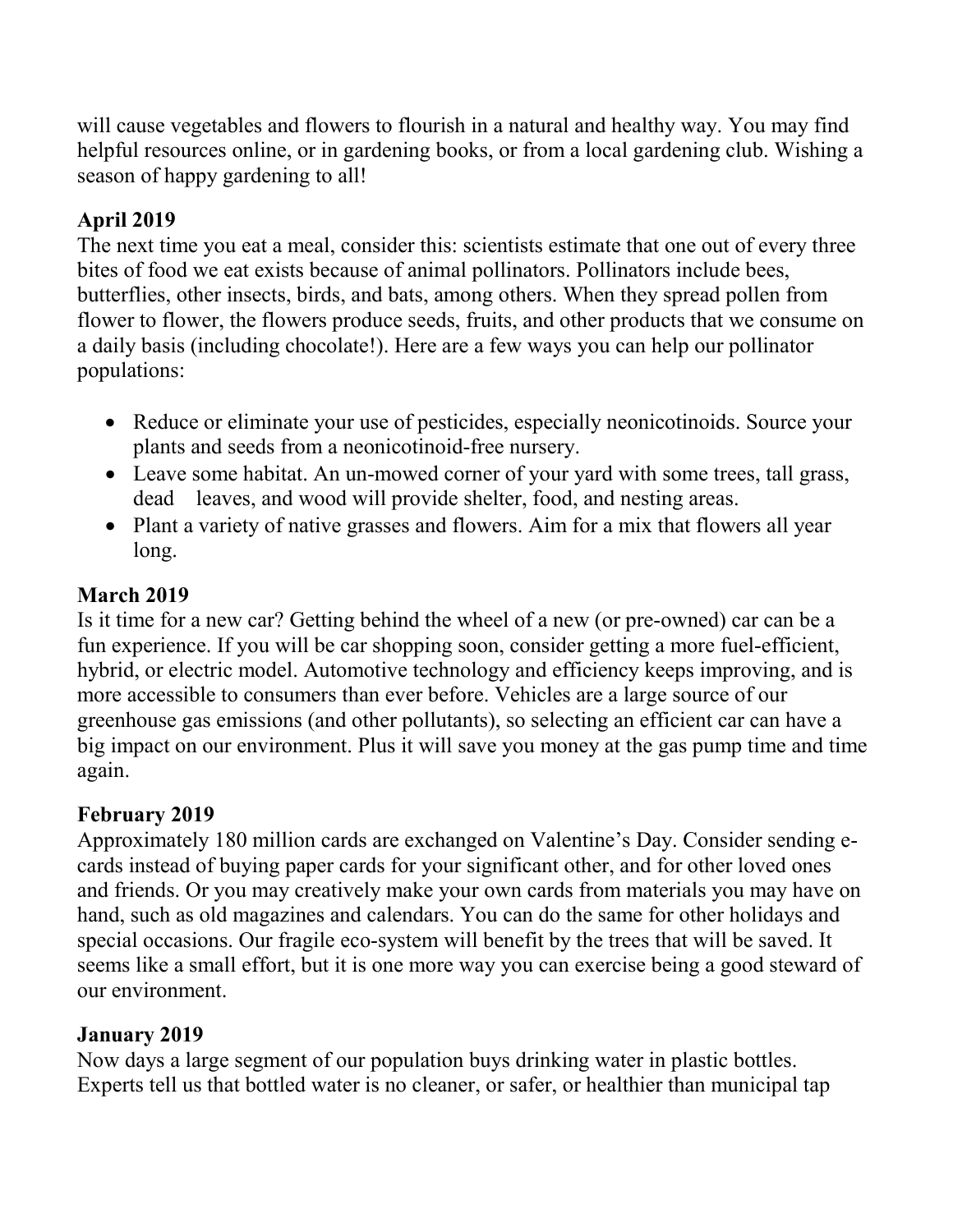will cause vegetables and flowers to flourish in a natural and healthy way. You may find helpful resources online, or in gardening books, or from a local gardening club. Wishing a season of happy gardening to all!

**April 2019**

The next time you eat a meal, consider this: scientists estimate that one out of every three bites of food we eat exists because of animal pollinators. Pollinators include bees, butterflies, other insects, birds, and bats, among others. When they spread pollen from flower to flower, the flowers produce seeds, fruits, and other products that we consume on a daily basis (including chocolate!). Here are a few ways you can help our pollinator populations:

- Reduce or eliminate your use of pesticides, especially neonicotinoids. Source your plants and seeds from a neonicotinoid-free nursery.
- Leave some habitat. An un-mowed corner of your yard with some trees, tall grass, dead leaves, and wood will provide shelter, food, and nesting areas.
- Plant a variety of native grasses and flowers. Aim for a mix that flowers all year long.

**March 2019**

Is it time for a new car? Getting behind the wheel of a new (or pre-owned) car can be a fun experience. If you will be car shopping soon, consider getting a more fuel-efficient, hybrid, or electric model. Automotive technology and efficiency keeps improving, and is more accessible to consumers than ever before. Vehicles are a large source of our greenhouse gas emissions (and other pollutants), so selecting an efficient car can have a big impact on our environment. Plus it will save you money at the gas pump time and time again.

**February 2019**

Approximately 180 million cards are exchanged on Valentine's Day. Consider sending e-cards instead of buying paper cards for your significant other, and for other loved ones and friends. Or you may creatively make your own cards from materials you may have on hand, such as old magazines and calendars. You can do the same for other holidays and special occasions. Our fragile eco-system will benefit by the trees that will be saved. It seems like a small effort, but it is one more way you can exercise being a good steward of our environment.

**January 2019**

Now days a large segment of our population buys drinking water in plastic bottles. Experts tell us that bottled water is no cleaner, or safer, or healthier than municipal tap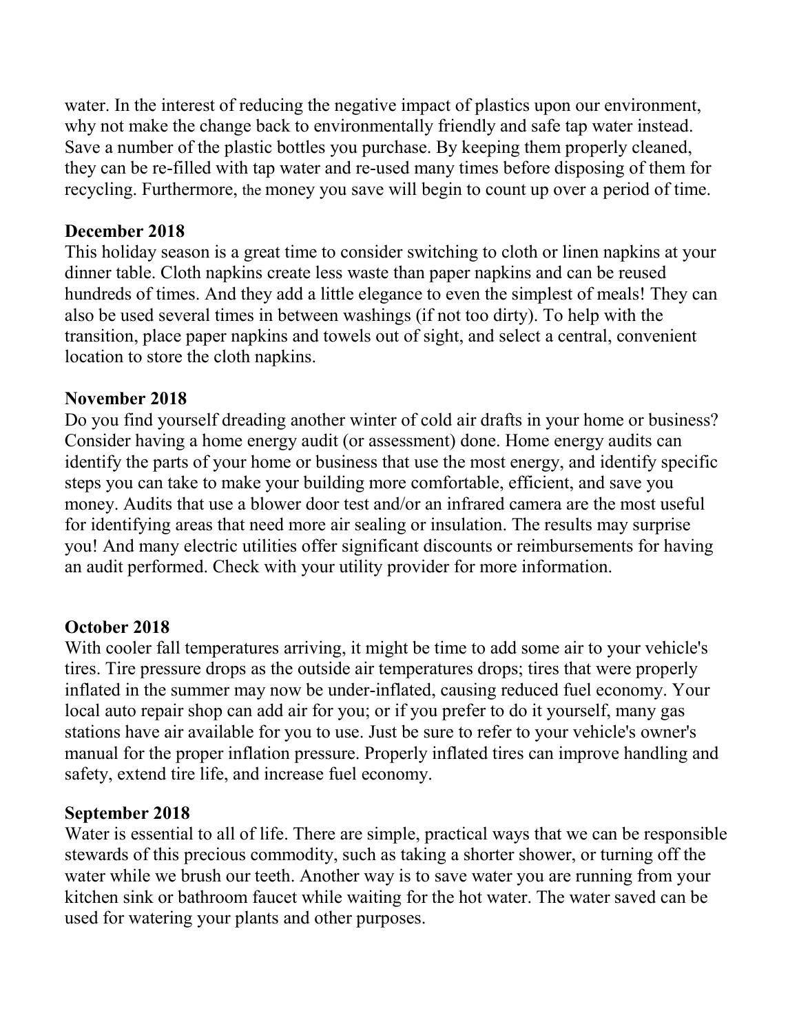water. In the interest of reducing the negative impact of plastics upon our environment, why not make the change back to environmentally friendly and safe tap water instead. Save a number of the plastic bottles you purchase. By keeping them properly cleaned, they can be re-filled with tap water and re-used many times before disposing of them for recycling. Furthermore, the money you save will begin to count up over a period of time.

**December 2018**
This holiday season is a great time to consider switching to cloth or linen napkins at your dinner table. Cloth napkins create less waste than paper napkins and can be reused hundreds of times. And they add a little elegance to even the simplest of meals! They can also be used several times in between washings (if not too dirty). To help with the transition, place paper napkins and towels out of sight, and select a central, convenient location to store the cloth napkins.

**November 2018**
Do you find yourself dreading another winter of cold air drafts in your home or business? Consider having a home energy audit (or assessment) done. Home energy audits can identify the parts of your home or business that use the most energy, and identify specific steps you can take to make your building more comfortable, efficient, and save you money. Audits that use a blower door test and/or an infrared camera are the most useful for identifying areas that need more air sealing or insulation. The results may surprise you! And many electric utilities offer significant discounts or reimbursements for having an audit performed. Check with your utility provider for more information.

**October 2018**
With cooler fall temperatures arriving, it might be time to add some air to your vehicle's tires. Tire pressure drops as the outside air temperatures drops; tires that were properly inflated in the summer may now be under-inflated, causing reduced fuel economy. Your local auto repair shop can add air for you; or if you prefer to do it yourself, many gas stations have air available for you to use. Just be sure to refer to your vehicle's owner's manual for the proper inflation pressure. Properly inflated tires can improve handling and safety, extend tire life, and increase fuel economy.

**September 2018**
Water is essential to all of life. There are simple, practical ways that we can be responsible stewards of this precious commodity, such as taking a shorter shower, or turning off the water while we brush our teeth. Another way is to save water you are running from your kitchen sink or bathroom faucet while waiting for the hot water. The water saved can be used for watering your plants and other purposes.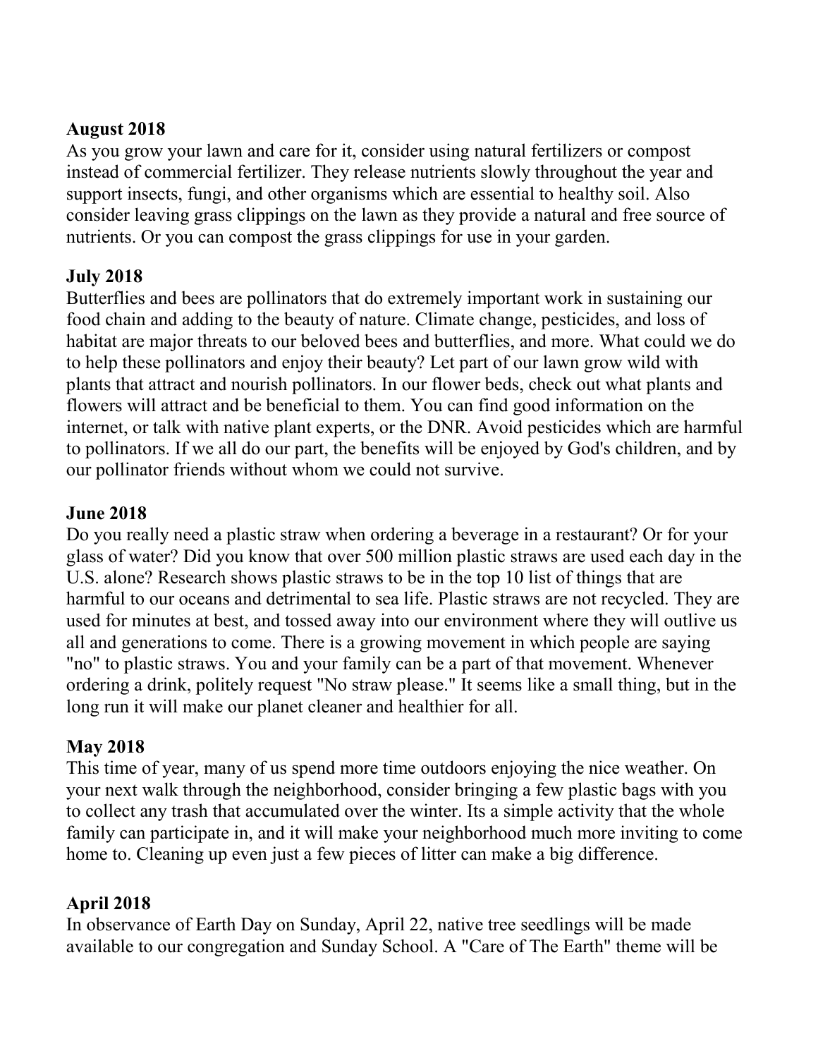**August 2018**

As you grow your lawn and care for it, consider using natural fertilizers or compost instead of commercial fertilizer. They release nutrients slowly throughout the year and support insects, fungi, and other organisms which are essential to healthy soil. Also consider leaving grass clippings on the lawn as they provide a natural and free source of nutrients. Or you can compost the grass clippings for use in your garden.

**July 2018**

Butterflies and bees are pollinators that do extremely important work in sustaining our food chain and adding to the beauty of nature. Climate change, pesticides, and loss of habitat are major threats to our beloved bees and butterflies, and more. What could we do to help these pollinators and enjoy their beauty? Let part of our lawn grow wild with plants that attract and nourish pollinators. In our flower beds, check out what plants and flowers will attract and be beneficial to them. You can find good information on the internet, or talk with native plant experts, or the DNR. Avoid pesticides which are harmful to pollinators. If we all do our part, the benefits will be enjoyed by God's children, and by our pollinator friends without whom we could not survive.

**June 2018**

Do you really need a plastic straw when ordering a beverage in a restaurant? Or for your glass of water? Did you know that over 500 million plastic straws are used each day in the U.S. alone? Research shows plastic straws to be in the top 10 list of things that are harmful to our oceans and detrimental to sea life. Plastic straws are not recycled. They are used for minutes at best, and tossed away into our environment where they will outlive us all and generations to come. There is a growing movement in which people are saying "no" to plastic straws. You and your family can be a part of that movement. Whenever ordering a drink, politely request "No straw please." It seems like a small thing, but in the long run it will make our planet cleaner and healthier for all.

**May 2018**

This time of year, many of us spend more time outdoors enjoying the nice weather. On your next walk through the neighborhood, consider bringing a few plastic bags with you to collect any trash that accumulated over the winter. Its a simple activity that the whole family can participate in, and it will make your neighborhood much more inviting to come home to. Cleaning up even just a few pieces of litter can make a big difference.

**April 2018**

In observance of Earth Day on Sunday, April 22, native tree seedlings will be made available to our congregation and Sunday School. A "Care of The Earth" theme will be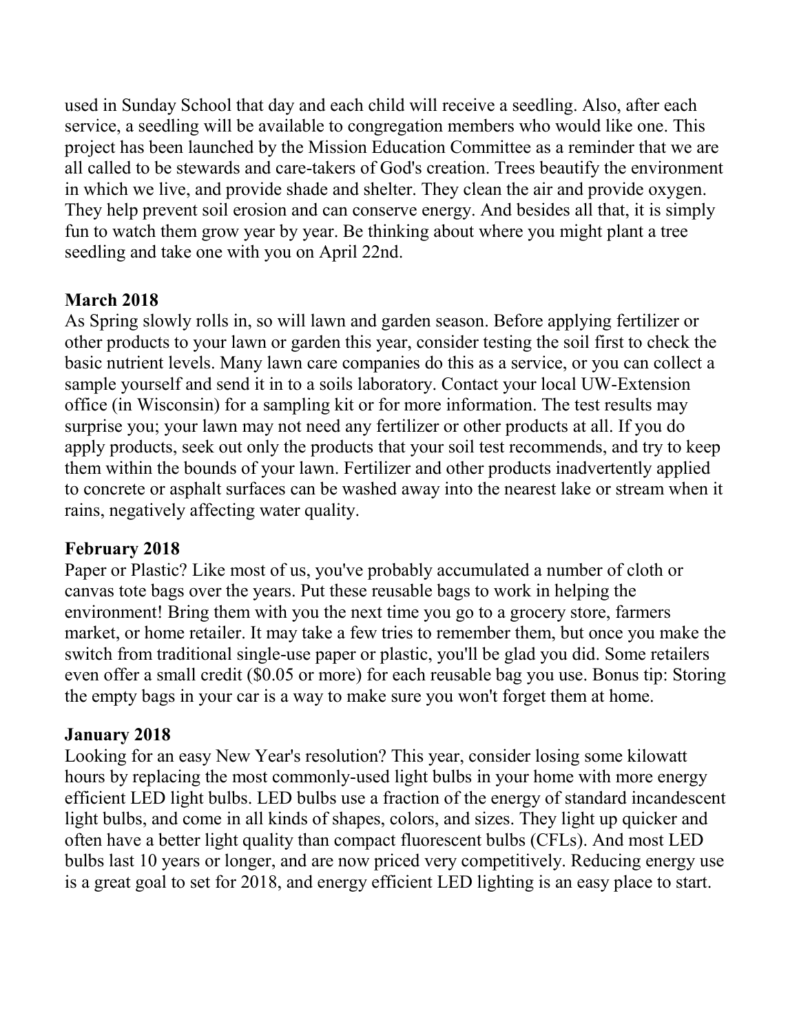used in Sunday School that day and each child will receive a seedling. Also, after each service, a seedling will be available to congregation members who would like one. This project has been launched by the Mission Education Committee as a reminder that we are all called to be stewards and care-takers of God's creation. Trees beautify the environment in which we live, and provide shade and shelter. They clean the air and provide oxygen. They help prevent soil erosion and can conserve energy. And besides all that, it is simply fun to watch them grow year by year. Be thinking about where you might plant a tree seedling and take one with you on April 22nd.

**March 2018**

As Spring slowly rolls in, so will lawn and garden season. Before applying fertilizer or other products to your lawn or garden this year, consider testing the soil first to check the basic nutrient levels. Many lawn care companies do this as a service, or you can collect a sample yourself and send it in to a soils laboratory. Contact your local UW-Extension office (in Wisconsin) for a sampling kit or for more information. The test results may surprise you; your lawn may not need any fertilizer or other products at all. If you do apply products, seek out only the products that your soil test recommends, and try to keep them within the bounds of your lawn. Fertilizer and other products inadvertently applied to concrete or asphalt surfaces can be washed away into the nearest lake or stream when it rains, negatively affecting water quality.

**February 2018**

Paper or Plastic? Like most of us, you've probably accumulated a number of cloth or canvas tote bags over the years. Put these reusable bags to work in helping the environment! Bring them with you the next time you go to a grocery store, farmers market, or home retailer. It may take a few tries to remember them, but once you make the switch from traditional single-use paper or plastic, you'll be glad you did. Some retailers even offer a small credit ($0.05 or more) for each reusable bag you use. Bonus tip: Storing the empty bags in your car is a way to make sure you won't forget them at home.

**January 2018**

Looking for an easy New Year's resolution? This year, consider losing some kilowatt hours by replacing the most commonly-used light bulbs in your home with more energy efficient LED light bulbs. LED bulbs use a fraction of the energy of standard incandescent light bulbs, and come in all kinds of shapes, colors, and sizes. They light up quicker and often have a better light quality than compact fluorescent bulbs (CFLs). And most LED bulbs last 10 years or longer, and are now priced very competitively. Reducing energy use is a great goal to set for 2018, and energy efficient LED lighting is an easy place to start.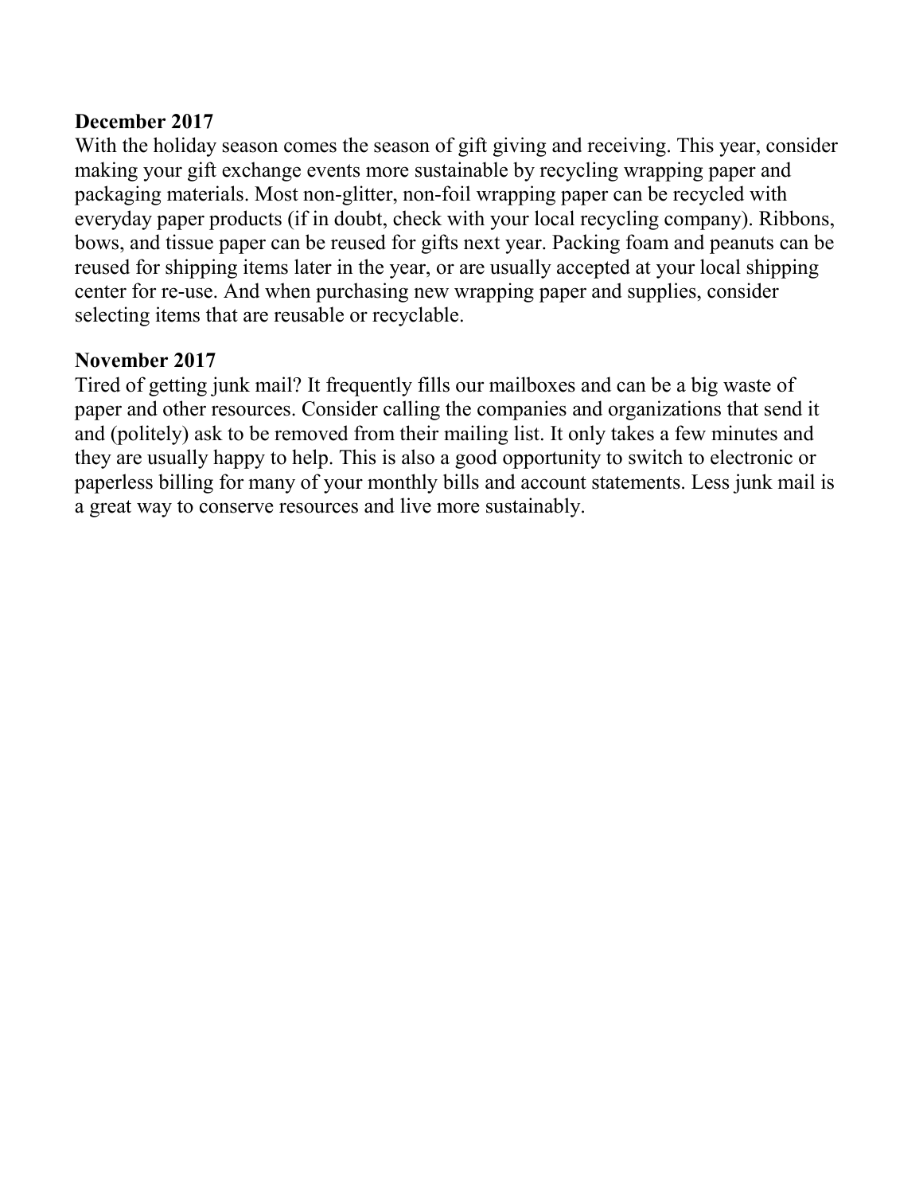**December 2017**

With the holiday season comes the season of gift giving and receiving. This year, consider making your gift exchange events more sustainable by recycling wrapping paper and packaging materials. Most non-glitter, non-foil wrapping paper can be recycled with everyday paper products (if in doubt, check with your local recycling company). Ribbons, bows, and tissue paper can be reused for gifts next year. Packing foam and peanuts can be reused for shipping items later in the year, or are usually accepted at your local shipping center for re-use. And when purchasing new wrapping paper and supplies, consider selecting items that are reusable or recyclable.

**November 2017**

Tired of getting junk mail? It frequently fills our mailboxes and can be a big waste of paper and other resources. Consider calling the companies and organizations that send it and (politely) ask to be removed from their mailing list. It only takes a few minutes and they are usually happy to help. This is also a good opportunity to switch to electronic or paperless billing for many of your monthly bills and account statements. Less junk mail is a great way to conserve resources and live more sustainably.